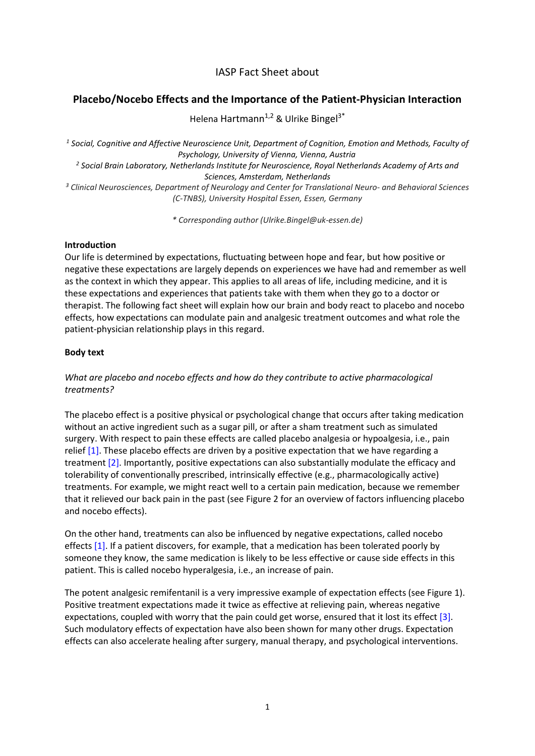IASP Fact Sheet about

# Placebo/Nocebo Effects and the Importance of the Patient-Physician Interaction

Helena Hartmann[1,2] & Ulrike Bingel[3*]

[1] *Social, Cognitive and Affective Neuroscience Unit, Department of Cognition, Emotion and Methods, Faculty of Psychology, University of Vienna, Vienna, Austria*

[2] *Social Brain Laboratory, Netherlands Institute for Neuroscience, Royal Netherlands Academy of Arts and Sciences, Amsterdam, Netherlands*

[3] *Clinical Neurosciences, Department of Neurology and Center for Translational Neuro- and Behavioral Sciences (C-TNBS), University Hospital Essen, Essen, Germany*

*\* Corresponding author (Ulrike.Bingel@uk-essen.de)*

**Introduction**

Our life is determined by expectations, fluctuating between hope and fear, but how positive or negative these expectations are largely depends on experiences we have had and remember as well as the context in which they appear. This applies to all areas of life, including medicine, and it is these expectations and experiences that patients take with them when they go to a doctor or therapist. The following fact sheet will explain how our brain and body react to placebo and nocebo effects, how expectations can modulate pain and analgesic treatment outcomes and what role the patient-physician relationship plays in this regard.

**Body text**

*What are placebo and nocebo effects and how do they contribute to active pharmacological treatments?*

The placebo effect is a positive physical or psychological change that occurs after taking medication without an active ingredient such as a sugar pill, or after a sham treatment such as simulated surgery. With respect to pain these effects are called placebo analgesia or hypoalgesia, i.e., pain relief [1]. These placebo effects are driven by a positive expectation that we have regarding a treatment [2]. Importantly, positive expectations can also substantially modulate the efficacy and tolerability of conventionally prescribed, intrinsically effective (e.g., pharmacologically active) treatments. For example, we might react well to a certain pain medication, because we remember that it relieved our back pain in the past (see Figure 2 for an overview of factors influencing placebo and nocebo effects).

On the other hand, treatments can also be influenced by negative expectations, called nocebo effects [1]. If a patient discovers, for example, that a medication has been tolerated poorly by someone they know, the same medication is likely to be less effective or cause side effects in this patient. This is called nocebo hyperalgesia, i.e., an increase of pain.

The potent analgesic remifentanil is a very impressive example of expectation effects (see Figure 1). Positive treatment expectations made it twice as effective at relieving pain, whereas negative expectations, coupled with worry that the pain could get worse, ensured that it lost its effect [3]. Such modulatory effects of expectation have also been shown for many other drugs. Expectation effects can also accelerate healing after surgery, manual therapy, and psychological interventions.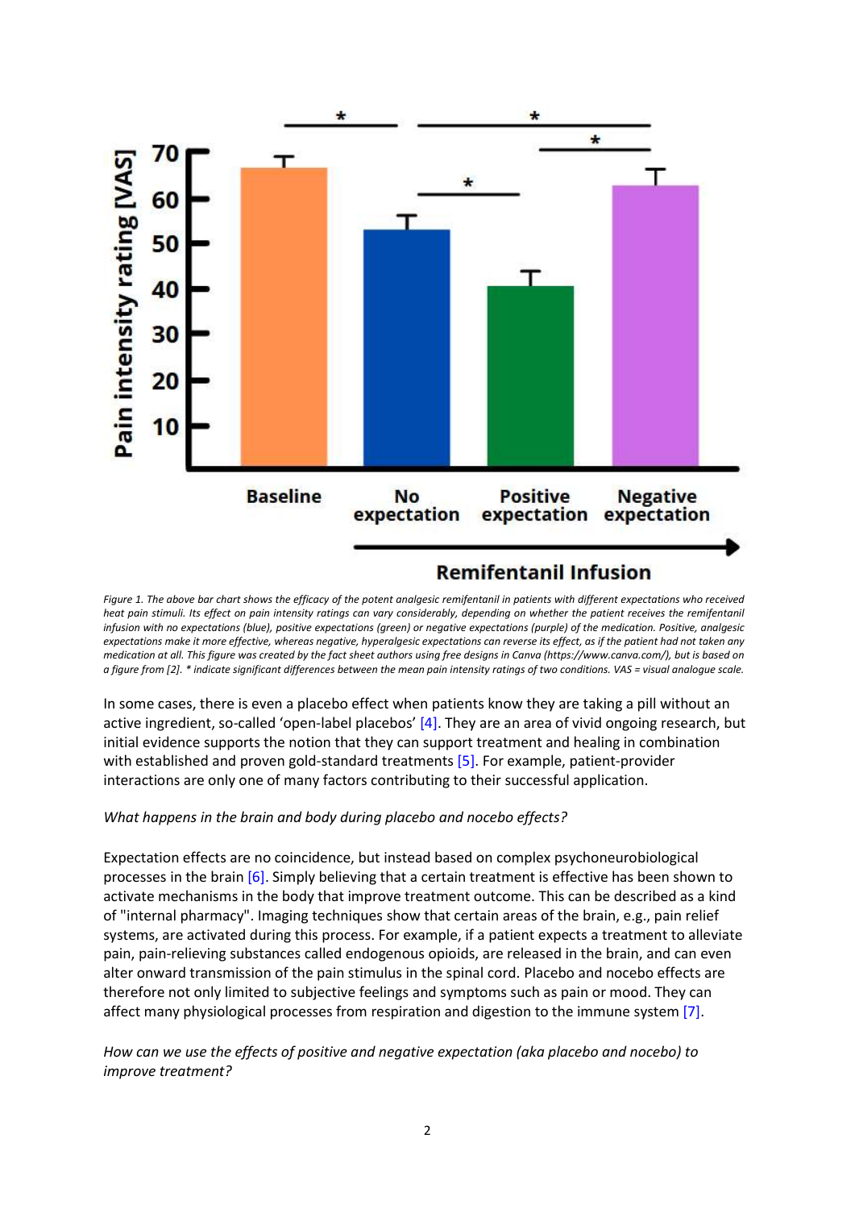*Figure 1. The above bar chart shows the efficacy of the potent analgesic remifentanil in patients with different expectations who received heat pain stimuli. Its effect on pain intensity ratings can vary considerably, depending on whether the patient receives the remifentanil infusion with no expectations (blue), positive expectations (green) or negative expectations (purple) of the medication. Positive, analgesic expectations make it more effective, whereas negative, hyperalgesic expectations can reverse its effect, as if the patient had not taken any medication at all. This figure was created by the fact sheet authors using free designs in Canva (https://www.canva.com/), but is based on a figure from [2]. * indicate significant differences between the mean pain intensity ratings of two conditions. VAS = visual analogue scale.*

In some cases, there is even a placebo effect when patients know they are taking a pill without an active ingredient, so-called 'open-label placebos' [4]. They are an area of vivid ongoing research, but initial evidence supports the notion that they can support treatment and healing in combination with established and proven gold-standard treatments [5]. For example, patient-provider interactions are only one of many factors contributing to their successful application.

*What happens in the brain and body during placebo and nocebo effects?*

Expectation effects are no coincidence, but instead based on complex psychoneurobiological processes in the brain [6]. Simply believing that a certain treatment is effective has been shown to activate mechanisms in the body that improve treatment outcome. This can be described as a kind of "internal pharmacy". Imaging techniques show that certain areas of the brain, e.g., pain relief systems, are activated during this process. For example, if a patient expects a treatment to alleviate pain, pain-relieving substances called endogenous opioids, are released in the brain, and can even alter onward transmission of the pain stimulus in the spinal cord. Placebo and nocebo effects are therefore not only limited to subjective feelings and symptoms such as pain or mood. They can affect many physiological processes from respiration and digestion to the immune system [7].

*How can we use the effects of positive and negative expectation (aka placebo and nocebo) to improve treatment?*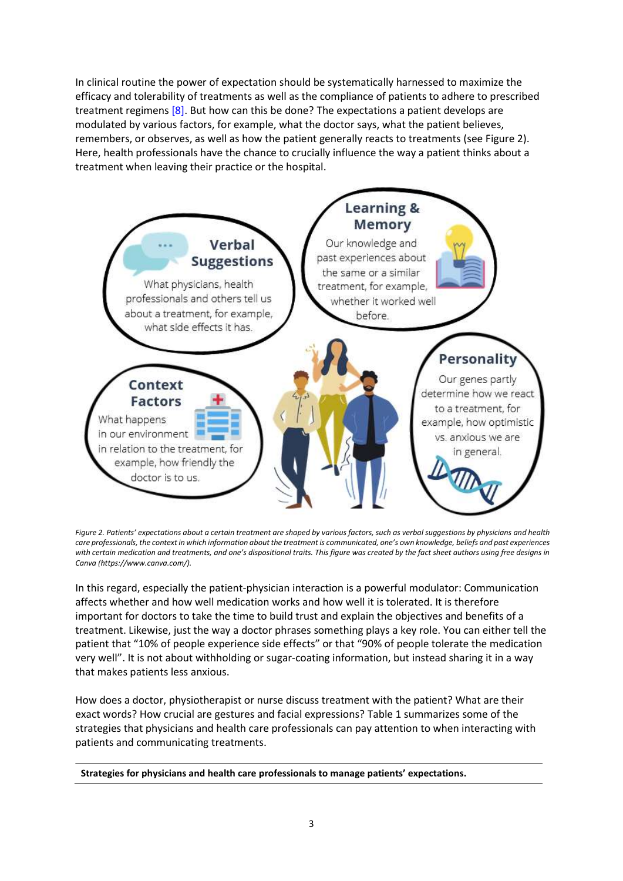In clinical routine the power of expectation should be systematically harnessed to maximize the efficacy and tolerability of treatments as well as the compliance of patients to adhere to prescribed treatment regimens [8]. But how can this be done? The expectations a patient develops are modulated by various factors, for example, what the doctor says, what the patient believes, remembers, or observes, as well as how the patient generally reacts to treatments (see Figure 2). Here, health professionals have the chance to crucially influence the way a patient thinks about a treatment when leaving their practice or the hospital.

**Verbal Suggestions**
What physicians, health professionals and others tell us about a treatment, for example, what side effects it has.

**Learning & Memory**
Our knowledge and past experiences about the same or a similar treatment, for example, whether it worked well before.

**Context Factors**
What happens in our environment in relation to the treatment, for example, how friendly the doctor is to us.

**Personality**
Our genes partly determine how we react to a treatment, for example, how optimistic vs. anxious we are in general.

*Figure 2. Patients' expectations about a certain treatment are shaped by various factors, such as verbal suggestions by physicians and health care professionals, the context in which information about the treatment is communicated, one's own knowledge, beliefs and past experiences with certain medication and treatments, and one's dispositional traits. This figure was created by the fact sheet authors using free designs in Canva (https://www.canva.com/).*

In this regard, especially the patient-physician interaction is a powerful modulator: Communication affects whether and how well medication works and how well it is tolerated. It is therefore important for doctors to take the time to build trust and explain the objectives and benefits of a treatment. Likewise, just the way a doctor phrases something plays a key role. You can either tell the patient that "10% of people experience side effects" or that "90% of people tolerate the medication very well". It is not about withholding or sugar-coating information, but instead sharing it in a way that makes patients less anxious.

How does a doctor, physiotherapist or nurse discuss treatment with the patient? What are their exact words? How crucial are gestures and facial expressions? Table 1 summarizes some of the strategies that physicians and health care professionals can pay attention to when interacting with patients and communicating treatments.

**Strategies for physicians and health care professionals to manage patients' expectations.**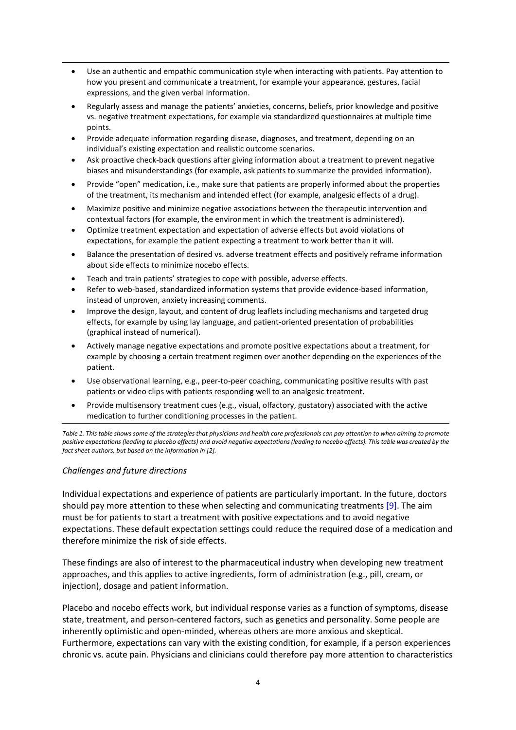- Use an authentic and empathic communication style when interacting with patients. Pay attention to how you present and communicate a treatment, for example your appearance, gestures, facial expressions, and the given verbal information.
- Regularly assess and manage the patients' anxieties, concerns, beliefs, prior knowledge and positive vs. negative treatment expectations, for example via standardized questionnaires at multiple time points.
- Provide adequate information regarding disease, diagnoses, and treatment, depending on an individual's existing expectation and realistic outcome scenarios.
- Ask proactive check-back questions after giving information about a treatment to prevent negative biases and misunderstandings (for example, ask patients to summarize the provided information).
- Provide "open" medication, i.e., make sure that patients are properly informed about the properties of the treatment, its mechanism and intended effect (for example, analgesic effects of a drug).
- Maximize positive and minimize negative associations between the therapeutic intervention and contextual factors (for example, the environment in which the treatment is administered).
- Optimize treatment expectation and expectation of adverse effects but avoid violations of expectations, for example the patient expecting a treatment to work better than it will.
- Balance the presentation of desired vs. adverse treatment effects and positively reframe information about side effects to minimize nocebo effects.
- Teach and train patients' strategies to cope with possible, adverse effects.
- Refer to web-based, standardized information systems that provide evidence-based information, instead of unproven, anxiety increasing comments.
- Improve the design, layout, and content of drug leaflets including mechanisms and targeted drug effects, for example by using lay language, and patient-oriented presentation of probabilities (graphical instead of numerical).
- Actively manage negative expectations and promote positive expectations about a treatment, for example by choosing a certain treatment regimen over another depending on the experiences of the patient.
- Use observational learning, e.g., peer-to-peer coaching, communicating positive results with past patients or video clips with patients responding well to an analgesic treatment.
- Provide multisensory treatment cues (e.g., visual, olfactory, gustatory) associated with the active medication to further conditioning processes in the patient.

*Table 1. This table shows some of the strategies that physicians and health care professionals can pay attention to when aiming to promote positive expectations (leading to placebo effects) and avoid negative expectations (leading to nocebo effects). This table was created by the fact sheet authors, but based on the information in [2].*

### *Challenges and future directions*

Individual expectations and experience of patients are particularly important. In the future, doctors should pay more attention to these when selecting and communicating treatments [9]. The aim must be for patients to start a treatment with positive expectations and to avoid negative expectations. These default expectation settings could reduce the required dose of a medication and therefore minimize the risk of side effects.

These findings are also of interest to the pharmaceutical industry when developing new treatment approaches, and this applies to active ingredients, form of administration (e.g., pill, cream, or injection), dosage and patient information.

Placebo and nocebo effects work, but individual response varies as a function of symptoms, disease state, treatment, and person-centered factors, such as genetics and personality. Some people are inherently optimistic and open-minded, whereas others are more anxious and skeptical. Furthermore, expectations can vary with the existing condition, for example, if a person experiences chronic vs. acute pain. Physicians and clinicians could therefore pay more attention to characteristics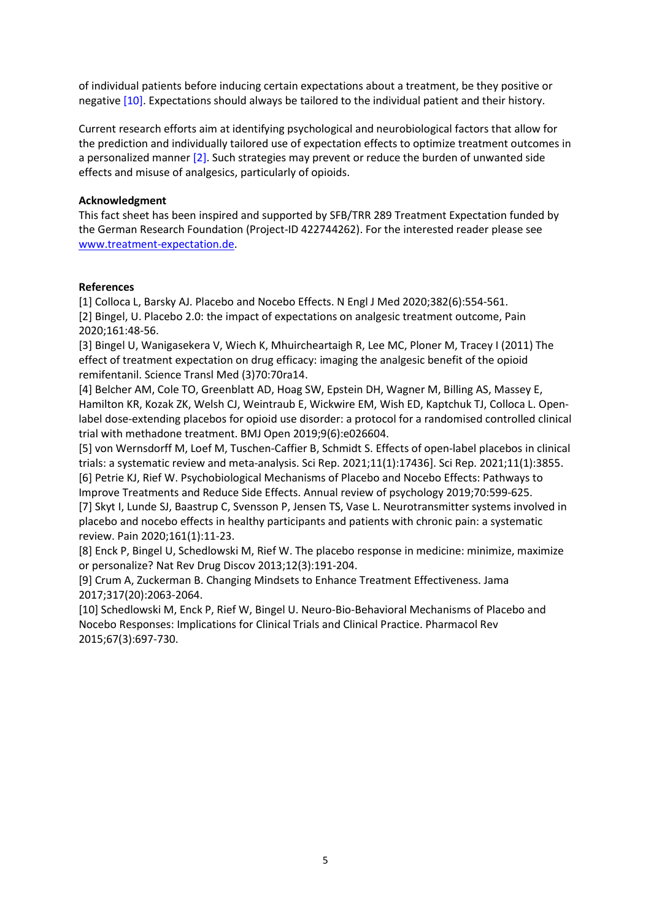of individual patients before inducing certain expectations about a treatment, be they positive or negative [10]. Expectations should always be tailored to the individual patient and their history.

Current research efforts aim at identifying psychological and neurobiological factors that allow for the prediction and individually tailored use of expectation effects to optimize treatment outcomes in a personalized manner [2]. Such strategies may prevent or reduce the burden of unwanted side effects and misuse of analgesics, particularly of opioids.

**Acknowledgment**

This fact sheet has been inspired and supported by SFB/TRR 289 Treatment Expectation funded by the German Research Foundation (Project-ID 422744262). For the interested reader please see www.treatment-expectation.de.

**References**

[1] Colloca L, Barsky AJ. Placebo and Nocebo Effects. N Engl J Med 2020;382(6):554-561.

[2] Bingel, U. Placebo 2.0: the impact of expectations on analgesic treatment outcome, Pain 2020;161:48-56.

[3] Bingel U, Wanigasekera V, Wiech K, Mhuircheartaigh R, Lee MC, Ploner M, Tracey I (2011) The effect of treatment expectation on drug efficacy: imaging the analgesic benefit of the opioid remifentanil. Science Transl Med (3)70:70ra14.

[4] Belcher AM, Cole TO, Greenblatt AD, Hoag SW, Epstein DH, Wagner M, Billing AS, Massey E, Hamilton KR, Kozak ZK, Welsh CJ, Weintraub E, Wickwire EM, Wish ED, Kaptchuk TJ, Colloca L. Open-label dose-extending placebos for opioid use disorder: a protocol for a randomised controlled clinical trial with methadone treatment. BMJ Open 2019;9(6):e026604.

[5] von Wernsdorff M, Loef M, Tuschen-Caffier B, Schmidt S. Effects of open-label placebos in clinical trials: a systematic review and meta-analysis. Sci Rep. 2021;11(1):17436]. Sci Rep. 2021;11(1):3855.

[6] Petrie KJ, Rief W. Psychobiological Mechanisms of Placebo and Nocebo Effects: Pathways to Improve Treatments and Reduce Side Effects. Annual review of psychology 2019;70:599-625.

[7] Skyt I, Lunde SJ, Baastrup C, Svensson P, Jensen TS, Vase L. Neurotransmitter systems involved in placebo and nocebo effects in healthy participants and patients with chronic pain: a systematic review. Pain 2020;161(1):11-23.

[8] Enck P, Bingel U, Schedlowski M, Rief W. The placebo response in medicine: minimize, maximize or personalize? Nat Rev Drug Discov 2013;12(3):191-204.

[9] Crum A, Zuckerman B. Changing Mindsets to Enhance Treatment Effectiveness. Jama 2017;317(20):2063-2064.

[10] Schedlowski M, Enck P, Rief W, Bingel U. Neuro-Bio-Behavioral Mechanisms of Placebo and Nocebo Responses: Implications for Clinical Trials and Clinical Practice. Pharmacol Rev 2015;67(3):697-730.